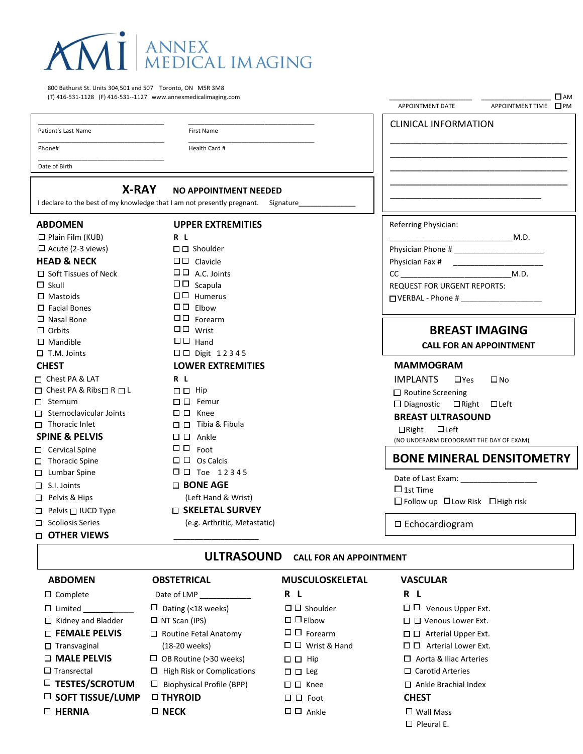# ANNEX MEDICAL IMAGING

800 Bathurst St. Units 304,501 and 507 Toronto, ON M5R 3M8
(T) 416-531-1128 (F) 416-531--1127 www.annexmedicalimaging.com

APPOINTMENT DATE ________ APPOINTMENT TIME ________ ☐ AM ☐ PM

Patient's Last Name ________________ First Name ________________

Phone# ________________ Health Card # ________________

Date of Birth ________________

## X-RAY NO APPOINTMENT NEEDED

I declare to the best of my knowledge that I am not presently pregnant. Signature______________

### ABDOMEN
- ☐ Plain Film (KUB)
- ☐ Acute (2-3 views)

### HEAD & NECK
- ☐ Soft Tissues of Neck
- ☐ Skull
- ☐ Mastoids
- ☐ Facial Bones
- ☐ Nasal Bone
- ☐ Orbits
- ☐ Mandible
- ☐ T.M. Joints

### CHEST
- ☐ Chest PA & LAT
- ☐ Chest PA & Ribs ☐ R ☐ L
- ☐ Sternum
- ☐ Sternoclavicular Joints
- ☐ Thoracic Inlet

### SPINE & PELVIS
- ☐ Cervical Spine
- ☐ Thoracic Spine
- ☐ Lumbar Spine
- ☐ S.I. Joints
- ☐ Pelvis & Hips
- ☐ Pelvis ☐ IUCD Type
- ☐ Scoliosis Series
- ☐ **OTHER VIEWS** ________________

### UPPER EXTREMITIES
R L
- ☐ ☐ Shoulder
- ☐ ☐ Clavicle
- ☐ ☐ A.C. Joints
- ☐ ☐ Scapula
- ☐ ☐ Humerus
- ☐ ☐ Elbow
- ☐ ☐ Forearm
- ☐ ☐ Wrist
- ☐ ☐ Hand
- ☐ ☐ Digit 1 2 3 4 5

### LOWER EXTREMITIES
R L
- ☐ ☐ Hip
- ☐ ☐ Femur
- ☐ ☐ Knee
- ☐ ☐ Tibia & Fibula
- ☐ ☐ Ankle
- ☐ ☐ Foot
- ☐ ☐ Os Calcis
- ☐ ☐ Toe 1 2 3 4 5

- ☐ **BONE AGE** (Left Hand & Wrist)
- ☐ **SKELETAL SURVEY** (e.g. Arthritic, Metastatic)

## CLINICAL INFORMATION

________________________________________

________________________________________

________________________________________

________________________________________

________________________________________

Referring Physician:
________________________ M.D.

Physician Phone # ________________

Physician Fax # ________________

CC ________________________ M.D.

REQUEST FOR URGENT REPORTS:

☐ VERBAL - Phone # ________________

## BREAST IMAGING

**CALL FOR AN APPOINTMENT**

### MAMMOGRAM
IMPLANTS ☐ Yes ☐ No
- ☐ Routine Screening
- ☐ Diagnostic ☐ Right ☐ Left

### BREAST ULTRASOUND
☐ Right ☐ Left

(NO UNDERARM DEODORANT THE DAY OF EXAM)

## BONE MINERAL DENSITOMETRY

Date of Last Exam: ________________
- ☐ 1st Time
- ☐ Follow up ☐ Low Risk ☐ High risk

☐ Echocardiogram

## ULTRASOUND CALL FOR AN APPOINTMENT

### ABDOMEN
- ☐ Complete
- ☐ Limited __________
- ☐ Kidney and Bladder
- ☐ **FEMALE PELVIS**
- ☐ Transvaginal
- ☐ **MALE PELVIS**
- ☐ Transrectal
- ☐ **TESTES/SCROTUM**
- ☐ **SOFT TISSUE/LUMP**
- ☐ **HERNIA**

### OBSTETRICAL
Date of LMP __________
- ☐ Dating (<18 weeks)
- ☐ NT Scan (IPS)
- ☐ Routine Fetal Anatomy (18-20 weeks)
- ☐ OB Routine (>30 weeks)
- ☐ High Risk or Complications
- ☐ Biophysical Profile (BPP)
- ☐ **THYROID**
- ☐ **NECK**

### MUSCULOSKELETAL
R L
- ☐ ☐ Shoulder
- ☐ ☐ Elbow
- ☐ ☐ Forearm
- ☐ ☐ Wrist & Hand
- ☐ ☐ Hip
- ☐ ☐ Leg
- ☐ ☐ Knee
- ☐ ☐ Foot
- ☐ ☐ Ankle

### VASCULAR
R L
- ☐ ☐ Venous Upper Ext.
- ☐ ☐ Venous Lower Ext.
- ☐ ☐ Arterial Upper Ext.
- ☐ ☐ Arterial Lower Ext.
- ☐ Aorta & Iliac Arteries
- ☐ Carotid Arteries
- ☐ Ankle Brachial Index

### CHEST
- ☐ Wall Mass
- ☐ Pleural E.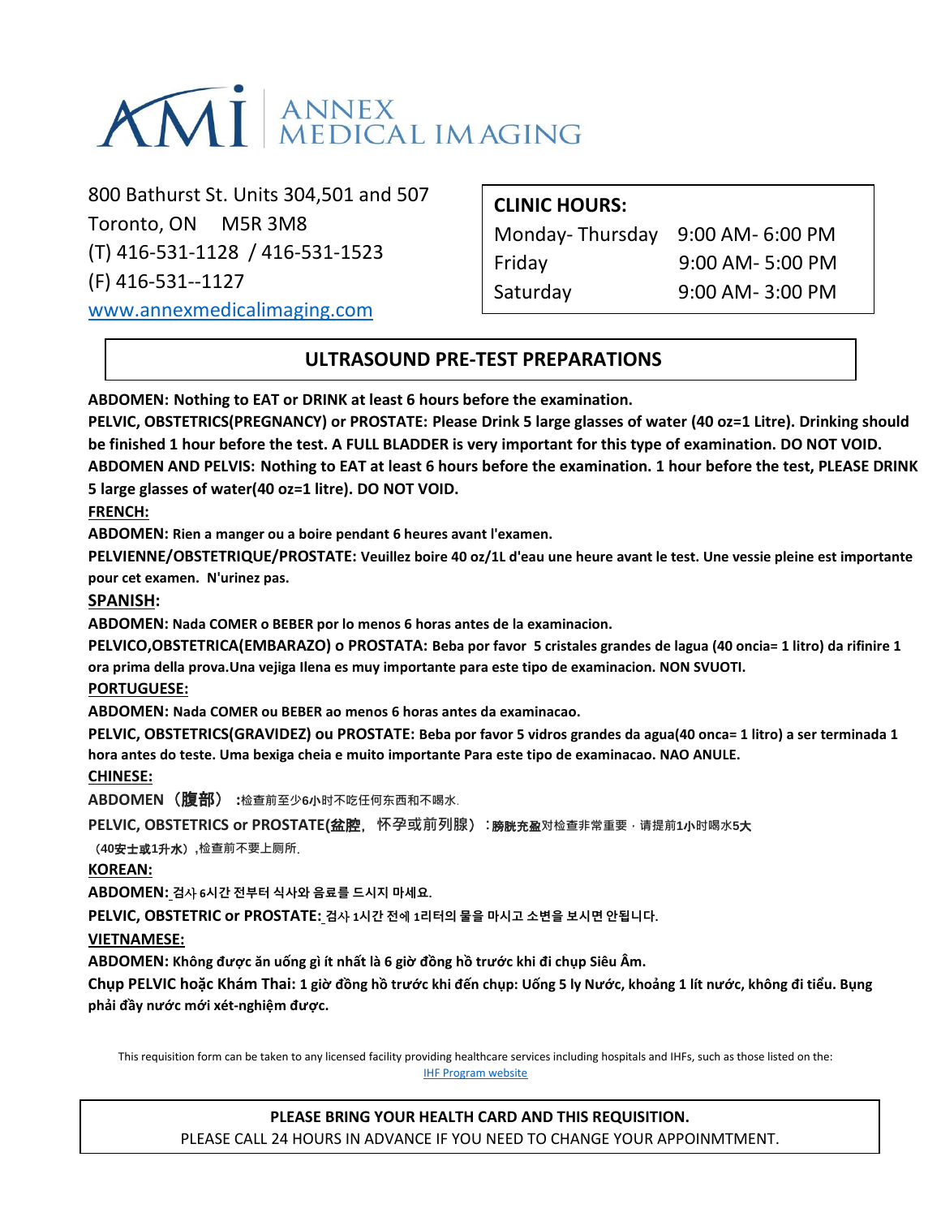# AMI ANNEX MEDICAL IMAGING

800 Bathurst St. Units 304,501 and 507
Toronto, ON M5R 3M8
(T) 416-531-1128 / 416-531-1523
(F) 416-531--1127
www.annexmedicalimaging.com

| **CLINIC HOURS:** | |
|---|---|
| Monday- Thursday | 9:00 AM- 6:00 PM |
| Friday | 9:00 AM- 5:00 PM |
| Saturday | 9:00 AM- 3:00 PM |

## ULTRASOUND PRE-TEST PREPARATIONS

**ABDOMEN: Nothing to EAT or DRINK at least 6 hours before the examination.**

**PELVIC, OBSTETRICS(PREGNANCY) or PROSTATE: Please Drink 5 large glasses of water (40 oz=1 Litre). Drinking should be finished 1 hour before the test. A FULL BLADDER is very important for this type of examination. DO NOT VOID.**

**ABDOMEN AND PELVIS: Nothing to EAT at least 6 hours before the examination. 1 hour before the test, PLEASE DRINK 5 large glasses of water(40 oz=1 litre). DO NOT VOID.**

**FRENCH:**

**ABDOMEN: Rien a manger ou a boire pendant 6 heures avant l'examen.**

**PELVIENNE/OBSTETRIQUE/PROSTATE: Veuillez boire 40 oz/1L d'eau une heure avant le test. Une vessie pleine est importante pour cet examen. N'urinez pas.**

**SPANISH:**

**ABDOMEN: Nada COMER o BEBER por lo menos 6 horas antes de la examinacion.**

**PELVICO,OBSTETRICA(EMBARAZO) o PROSTATA: Beba por favor 5 cristales grandes de lagua (40 oncia= 1 litro) da rifinire 1 ora prima della prova.Una vejiga llena es muy importante para este tipo de examinacion. NON SVUOTI.**

**PORTUGUESE:**

**ABDOMEN: Nada COMER ou BEBER ao menos 6 horas antes da examinacao.**

**PELVIC, OBSTETRICS(GRAVIDEZ) ou PROSTATE: Beba por favor 5 vidros grandes da agua(40 onca= 1 litro) a ser terminada 1 hora antes do teste. Uma bexiga cheia e muito importante Para este tipo de examinacao. NAO ANULE.**

**CHINESE:**

**ABDOMEN（腹部）:**检查前至少6小时不吃任何东西和不喝水.

**PELVIC, OBSTETRICS or PROSTATE(盆腔，怀孕或前列腺）:** **膀胱充盈**对检查非常重要，请提前1小时喝水5大（40安士或1升水）,检查前不要上厕所.

**KOREAN:**

**ABDOMEN:** 검사 6시간 전부터 식사와 음료를 드시지 마세요.

**PELVIC, OBSTETRIC or PROSTATE:** 검사 1시간 전에 1리터의 물을 마시고 소변을 보시면 안됩니다.

**VIETNAMESE:**

**ABDOMEN: Không được ăn uống gì ít nhất là 6 giờ đồng hồ trước khi đi chụp Siêu Âm.**

**Chụp PELVIC hoặc Khám Thai: 1 giờ đồng hồ trước khi đến chụp: Uống 5 ly Nước, khoảng 1 lít nước, không đi tiểu. Bụng phải đầy nước mới xét-nghiệm được.**

This requisition form can be taken to any licensed facility providing healthcare services including hospitals and IHFs, such as those listed on the: IHF Program website

**PLEASE BRING YOUR HEALTH CARD AND THIS REQUISITION.**
PLEASE CALL 24 HOURS IN ADVANCE IF YOU NEED TO CHANGE YOUR APPOINMTMENT.